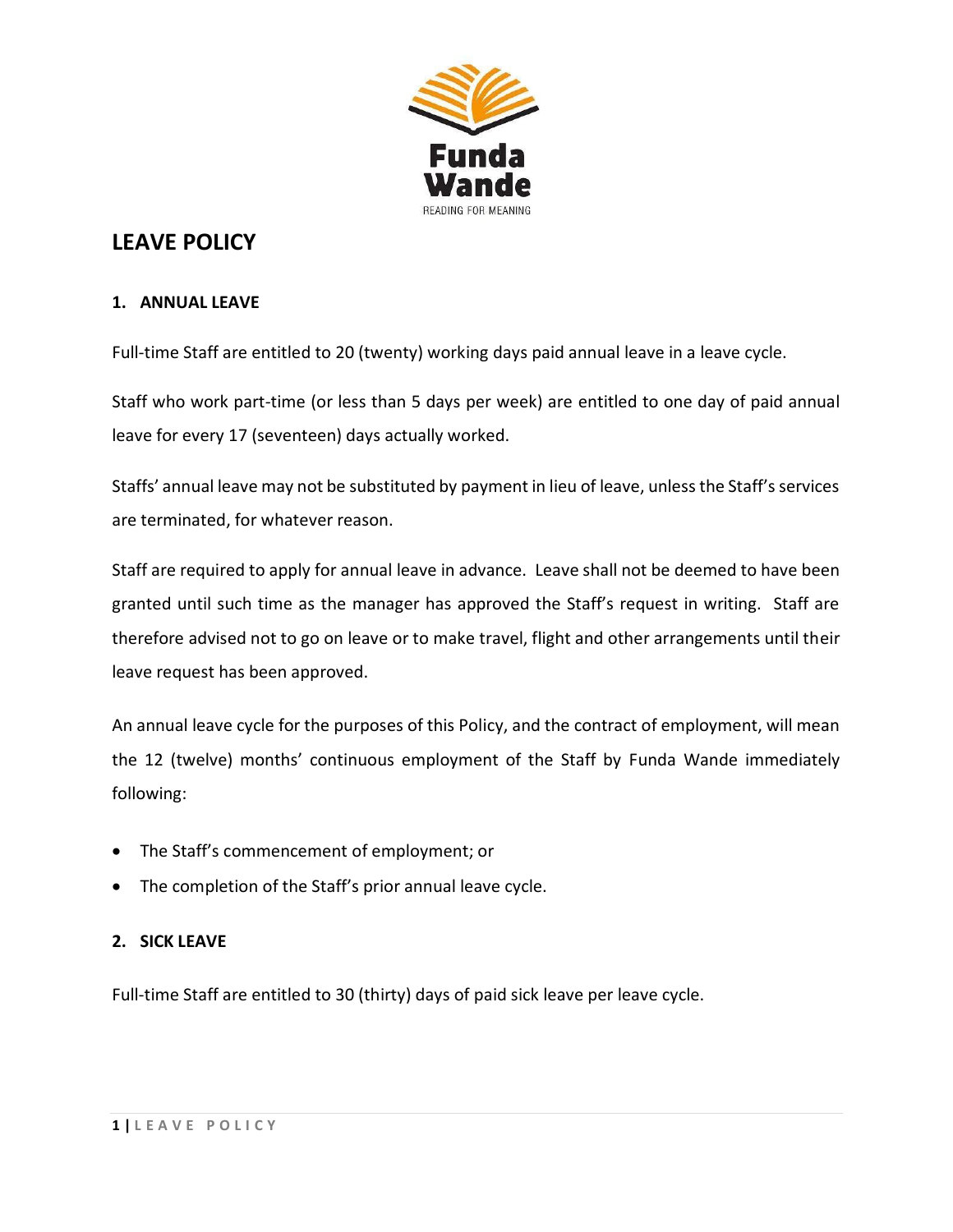# LEAVE POLICY

## 1. ANNUAL LEAVE

Full-time Staff are entitled to 20 (twenty) working days paid annual leave in a leave cycle.

Staff who work part-time (or less than 5 days per week) are entitled to one day of paid annual leave for every 17 (seventeen) days actually worked.

Staffs' annual leave may not be substituted by payment in lieu of leave, unless the Staff's services are terminated, for whatever reason.

Staff are required to apply for annual leave in advance. Leave shall not be deemed to have been granted until such time as the manager has approved the Staff's request in writing. Staff are therefore advised not to go on leave or to make travel, flight and other arrangements until their leave request has been approved.

An annual leave cycle for the purposes of this Policy, and the contract of employment, will mean the 12 (twelve) months' continuous employment of the Staff by Funda Wande immediately following:

- The Staff's commencement of employment; or
- The completion of the Staff's prior annual leave cycle.

## 2. SICK LEAVE

Full-time Staff are entitled to 30 (thirty) days of paid sick leave per leave cycle.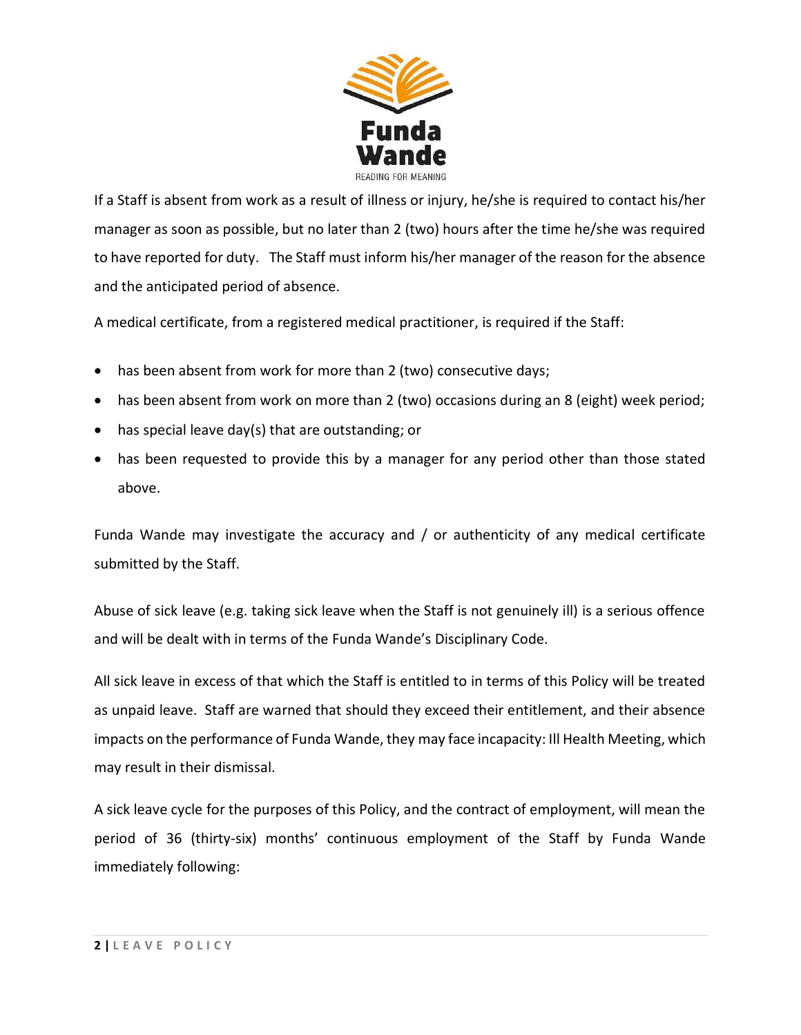If a Staff is absent from work as a result of illness or injury, he/she is required to contact his/her manager as soon as possible, but no later than 2 (two) hours after the time he/she was required to have reported for duty. The Staff must inform his/her manager of the reason for the absence and the anticipated period of absence.

A medical certificate, from a registered medical practitioner, is required if the Staff:

- has been absent from work for more than 2 (two) consecutive days;
- has been absent from work on more than 2 (two) occasions during an 8 (eight) week period;
- has special leave day(s) that are outstanding; or
- has been requested to provide this by a manager for any period other than those stated above.

Funda Wande may investigate the accuracy and / or authenticity of any medical certificate submitted by the Staff.

Abuse of sick leave (e.g. taking sick leave when the Staff is not genuinely ill) is a serious offence and will be dealt with in terms of the Funda Wande's Disciplinary Code.

All sick leave in excess of that which the Staff is entitled to in terms of this Policy will be treated as unpaid leave. Staff are warned that should they exceed their entitlement, and their absence impacts on the performance of Funda Wande, they may face incapacity: Ill Health Meeting, which may result in their dismissal.

A sick leave cycle for the purposes of this Policy, and the contract of employment, will mean the period of 36 (thirty-six) months' continuous employment of the Staff by Funda Wande immediately following: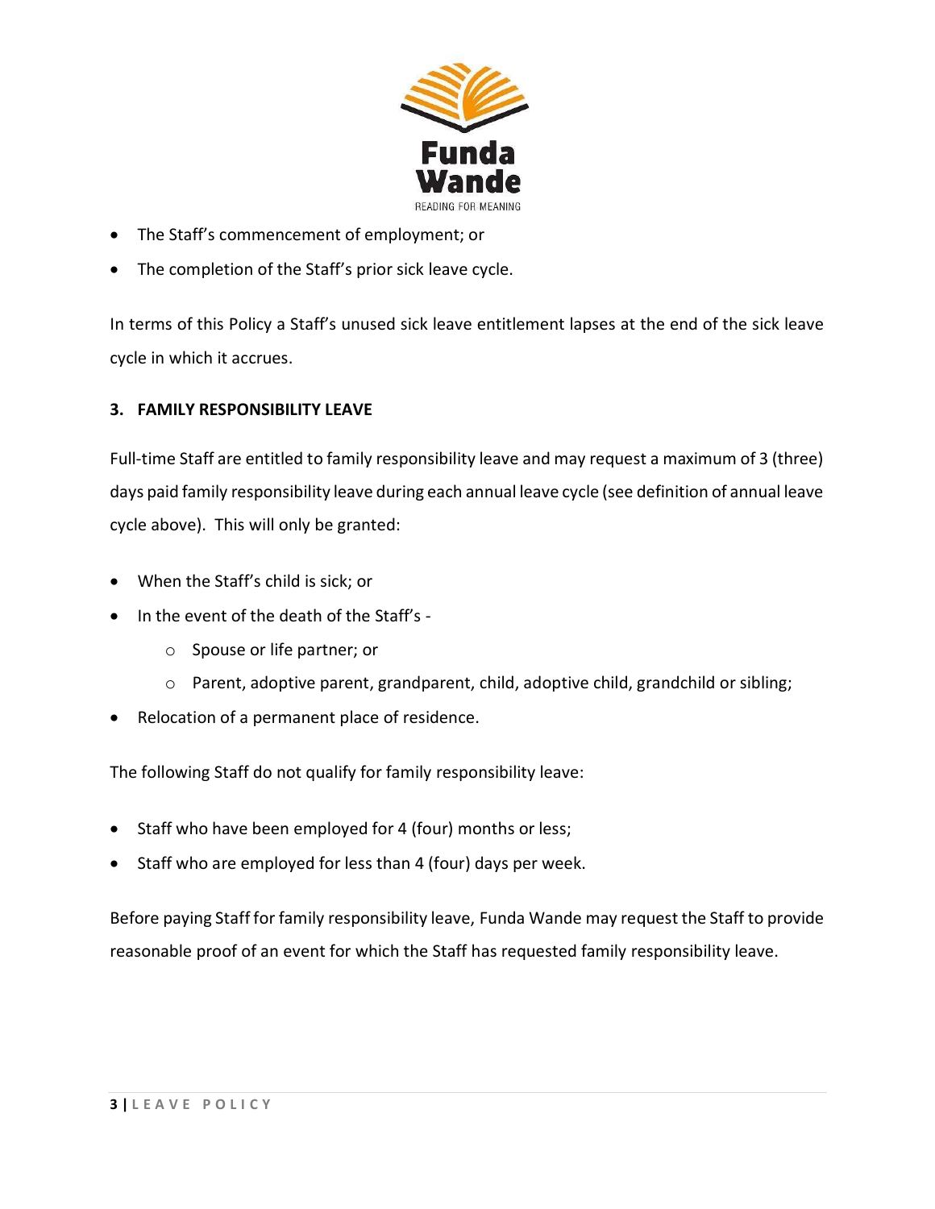- The Staff's commencement of employment; or
- The completion of the Staff's prior sick leave cycle.

In terms of this Policy a Staff's unused sick leave entitlement lapses at the end of the sick leave cycle in which it accrues.

## 3. FAMILY RESPONSIBILITY LEAVE

Full-time Staff are entitled to family responsibility leave and may request a maximum of 3 (three) days paid family responsibility leave during each annual leave cycle (see definition of annual leave cycle above). This will only be granted:

- When the Staff's child is sick; or
- In the event of the death of the Staff's -
  - Spouse or life partner; or
  - Parent, adoptive parent, grandparent, child, adoptive child, grandchild or sibling;
- Relocation of a permanent place of residence.

The following Staff do not qualify for family responsibility leave:

- Staff who have been employed for 4 (four) months or less;
- Staff who are employed for less than 4 (four) days per week.

Before paying Staff for family responsibility leave, Funda Wande may request the Staff to provide reasonable proof of an event for which the Staff has requested family responsibility leave.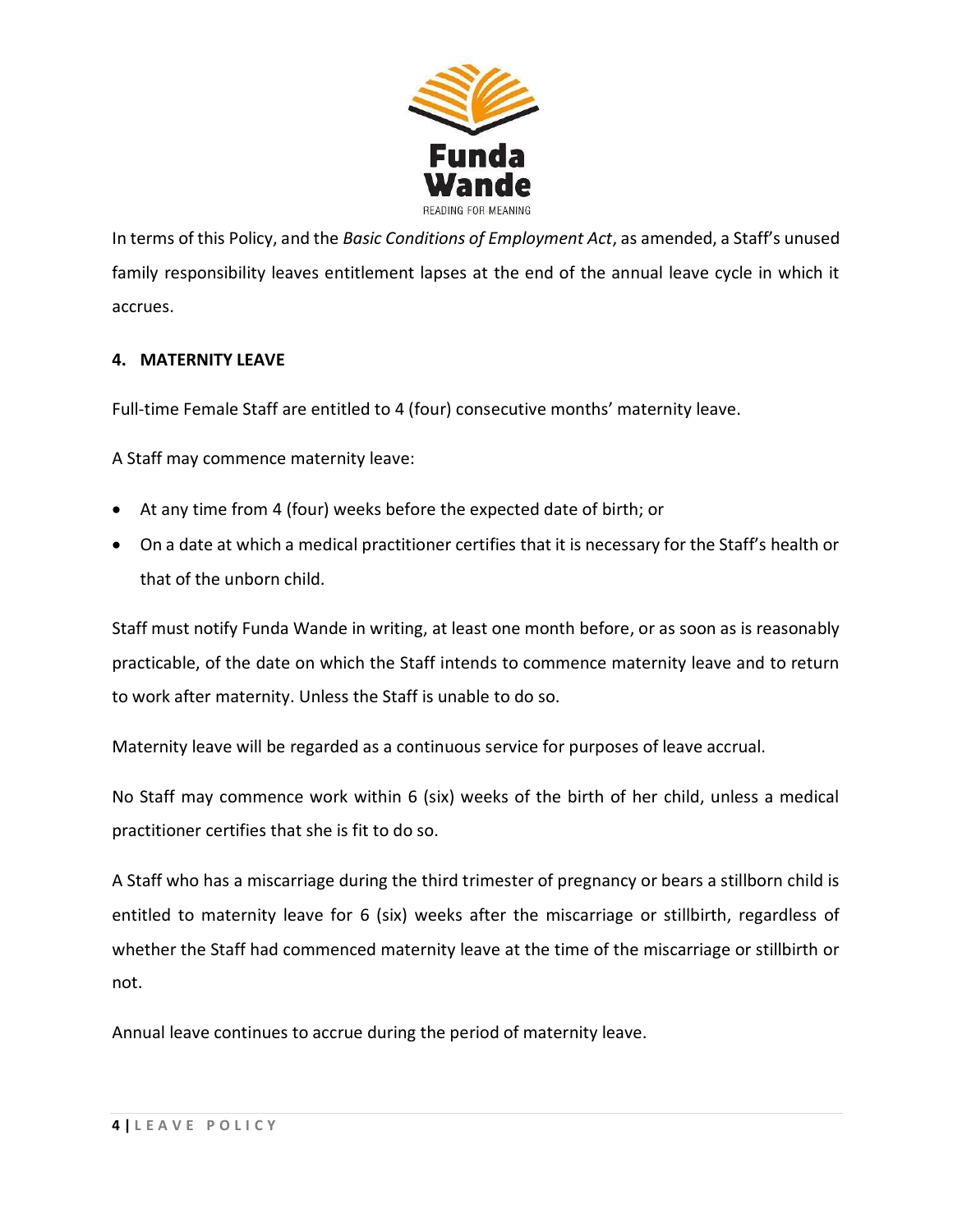In terms of this Policy, and the *Basic Conditions of Employment Act*, as amended, a Staff's unused family responsibility leaves entitlement lapses at the end of the annual leave cycle in which it accrues.

## 4. MATERNITY LEAVE

Full-time Female Staff are entitled to 4 (four) consecutive months' maternity leave.

A Staff may commence maternity leave:

- At any time from 4 (four) weeks before the expected date of birth; or
- On a date at which a medical practitioner certifies that it is necessary for the Staff's health or that of the unborn child.

Staff must notify Funda Wande in writing, at least one month before, or as soon as is reasonably practicable, of the date on which the Staff intends to commence maternity leave and to return to work after maternity. Unless the Staff is unable to do so.

Maternity leave will be regarded as a continuous service for purposes of leave accrual.

No Staff may commence work within 6 (six) weeks of the birth of her child, unless a medical practitioner certifies that she is fit to do so.

A Staff who has a miscarriage during the third trimester of pregnancy or bears a stillborn child is entitled to maternity leave for 6 (six) weeks after the miscarriage or stillbirth, regardless of whether the Staff had commenced maternity leave at the time of the miscarriage or stillbirth or not.

Annual leave continues to accrue during the period of maternity leave.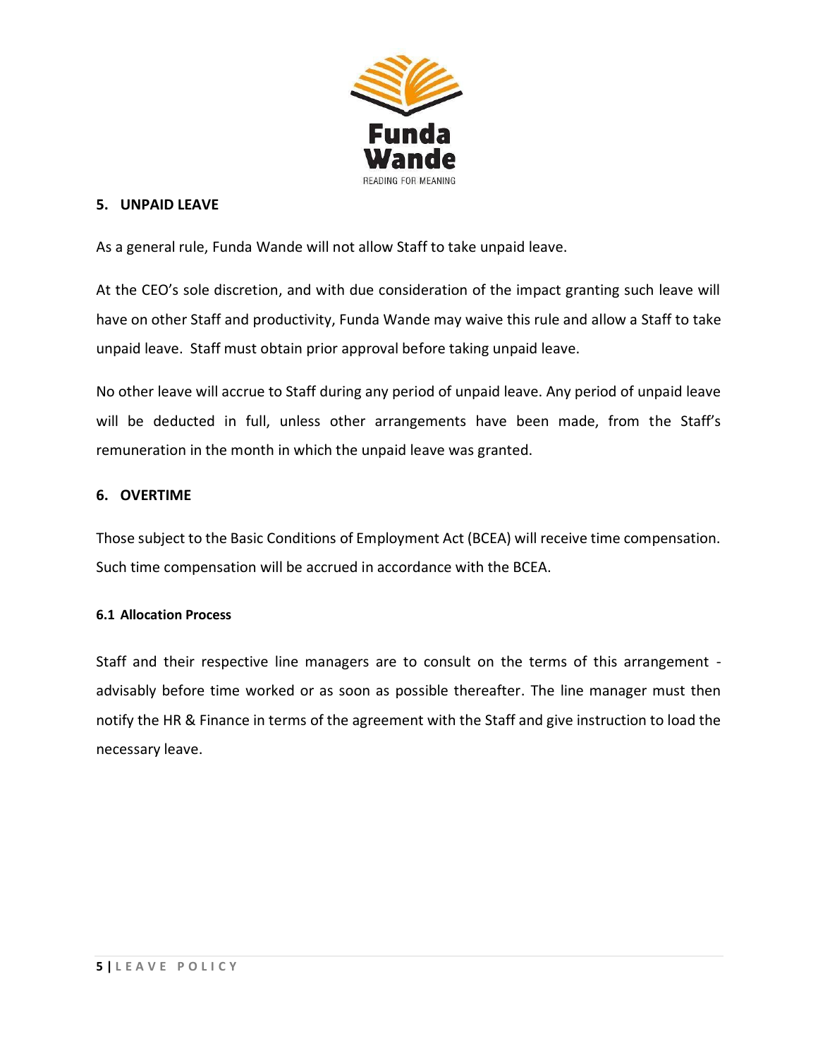## 5. UNPAID LEAVE

As a general rule, Funda Wande will not allow Staff to take unpaid leave.

At the CEO's sole discretion, and with due consideration of the impact granting such leave will have on other Staff and productivity, Funda Wande may waive this rule and allow a Staff to take unpaid leave. Staff must obtain prior approval before taking unpaid leave.

No other leave will accrue to Staff during any period of unpaid leave. Any period of unpaid leave will be deducted in full, unless other arrangements have been made, from the Staff's remuneration in the month in which the unpaid leave was granted.

## 6. OVERTIME

Those subject to the Basic Conditions of Employment Act (BCEA) will receive time compensation. Such time compensation will be accrued in accordance with the BCEA.

### 6.1 Allocation Process

Staff and their respective line managers are to consult on the terms of this arrangement - advisably before time worked or as soon as possible thereafter. The line manager must then notify the HR & Finance in terms of the agreement with the Staff and give instruction to load the necessary leave.